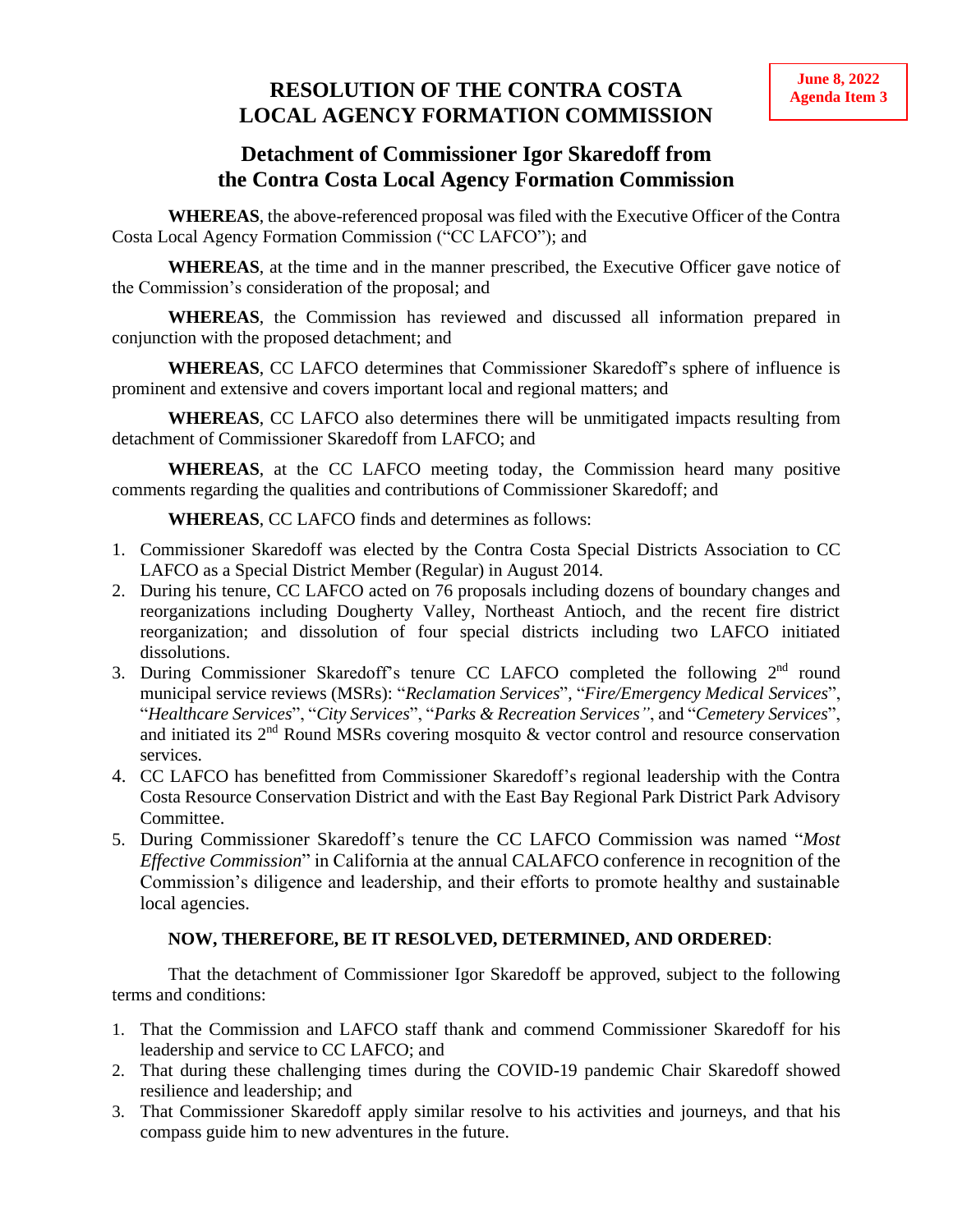**June 8, 2022**
**Agenda Item 3**

# RESOLUTION OF THE CONTRA COSTA LOCAL AGENCY FORMATION COMMISSION

## Detachment of Commissioner Igor Skaredoff from the Contra Costa Local Agency Formation Commission

**WHEREAS**, the above-referenced proposal was filed with the Executive Officer of the Contra Costa Local Agency Formation Commission ("CC LAFCO"); and

**WHEREAS**, at the time and in the manner prescribed, the Executive Officer gave notice of the Commission's consideration of the proposal; and

**WHEREAS**, the Commission has reviewed and discussed all information prepared in conjunction with the proposed detachment; and

**WHEREAS**, CC LAFCO determines that Commissioner Skaredoff's sphere of influence is prominent and extensive and covers important local and regional matters; and

**WHEREAS**, CC LAFCO also determines there will be unmitigated impacts resulting from detachment of Commissioner Skaredoff from LAFCO; and

**WHEREAS**, at the CC LAFCO meeting today, the Commission heard many positive comments regarding the qualities and contributions of Commissioner Skaredoff; and

**WHEREAS**, CC LAFCO finds and determines as follows:

1. Commissioner Skaredoff was elected by the Contra Costa Special Districts Association to CC LAFCO as a Special District Member (Regular) in August 2014.
2. During his tenure, CC LAFCO acted on 76 proposals including dozens of boundary changes and reorganizations including Dougherty Valley, Northeast Antioch, and the recent fire district reorganization; and dissolution of four special districts including two LAFCO initiated dissolutions.
3. During Commissioner Skaredoff's tenure CC LAFCO completed the following 2nd round municipal service reviews (MSRs): "*Reclamation Services*", "*Fire/Emergency Medical Services*", "*Healthcare Services*", "*City Services*", "*Parks & Recreation Services"*, and "*Cemetery Services*", and initiated its 2nd Round MSRs covering mosquito & vector control and resource conservation services.
4. CC LAFCO has benefitted from Commissioner Skaredoff's regional leadership with the Contra Costa Resource Conservation District and with the East Bay Regional Park District Park Advisory Committee.
5. During Commissioner Skaredoff's tenure the CC LAFCO Commission was named "*Most Effective Commission*" in California at the annual CALAFCO conference in recognition of the Commission's diligence and leadership, and their efforts to promote healthy and sustainable local agencies.

**NOW, THEREFORE, BE IT RESOLVED, DETERMINED, AND ORDERED**:

That the detachment of Commissioner Igor Skaredoff be approved, subject to the following terms and conditions:

1. That the Commission and LAFCO staff thank and commend Commissioner Skaredoff for his leadership and service to CC LAFCO; and
2. That during these challenging times during the COVID-19 pandemic Chair Skaredoff showed resilience and leadership; and
3. That Commissioner Skaredoff apply similar resolve to his activities and journeys, and that his compass guide him to new adventures in the future.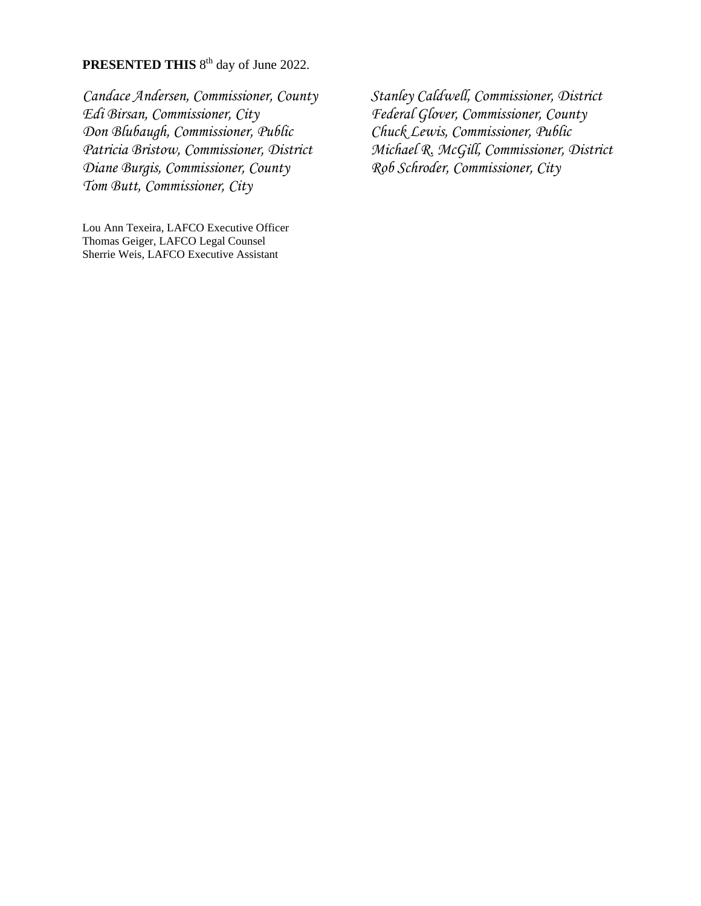**PRESENTED THIS** 8th day of June 2022.

*Candace Andersen, Commissioner, County*
*Edi Birsan, Commissioner, City*
*Don Blubaugh, Commissioner, Public*
*Patricia Bristow, Commissioner, District*
*Diane Burgis, Commissioner, County*
*Tom Butt, Commissioner, City*
*Stanley Caldwell, Commissioner, District*
*Federal Glover, Commissioner, County*
*Chuck Lewis, Commissioner, Public*
*Michael R. McGill, Commissioner, District*
*Rob Schroder, Commissioner, City*

Lou Ann Texeira, LAFCO Executive Officer
Thomas Geiger, LAFCO Legal Counsel
Sherrie Weis, LAFCO Executive Assistant